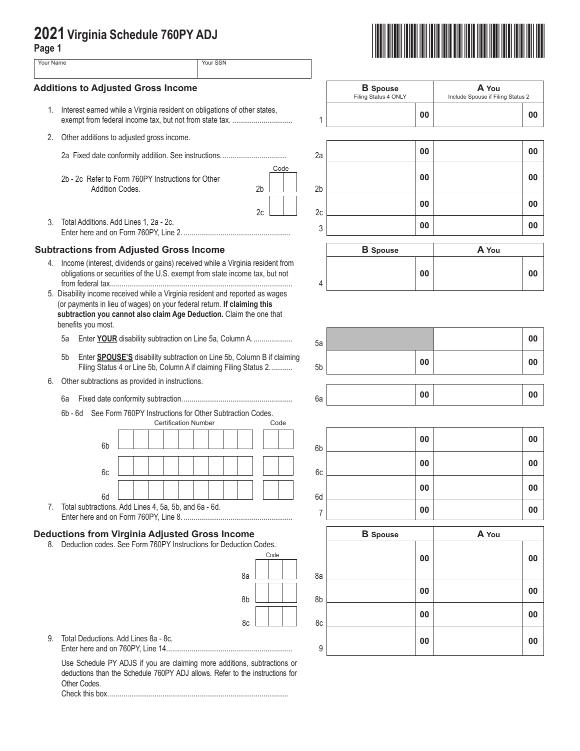# 2021 Virginia Schedule 760PY ADJ

Page 1

| Your Name | Your SSN |
|---|---|
| | |

## Additions to Adjusted Gross Income

| | | B Spouse (Filing Status 4 ONLY) | A You (Include Spouse if Filing Status 2) |
|---|---|---|---|
| 1. Interest earned while a Virginia resident on obligations of other states, exempt from federal income tax, but not from state tax. | 1 | 00 | 00 |
| 2. Other additions to adjusted gross income. | | | |
| 2a Fixed date conformity addition. See instructions. | 2a | 00 | 00 |
| 2b - 2c Refer to Form 760PY Instructions for Other Addition Codes. 2b Code | 2b | 00 | 00 |
| 2c Code | 2c | 00 | 00 |
| 3. Total Additions. Add Lines 1, 2a - 2c. Enter here and on Form 760PY, Line 2. | 3 | 00 | 00 |

## Subtractions from Adjusted Gross Income

| | | B Spouse | A You |
|---|---|---|---|
| 4. Income (interest, dividends or gains) received while a Virginia resident from obligations or securities of the U.S. exempt from state income tax, but not from federal tax. | 4 | 00 | 00 |
| 5. Disability income received while a Virginia resident and reported as wages (or payments in lieu of wages) on your federal return. **If claiming this subtraction you cannot also claim Age Deduction.** Claim the one that benefits you most. | | | |
| 5a Enter **YOUR** disability subtraction on Line 5a, Column A. | 5a | | 00 |
| 5b Enter **SPOUSE'S** disability subtraction on Line 5b, Column B if claiming Filing Status 4 or Line 5b, Column A if claiming Filing Status 2. | 5b | 00 | 00 |
| 6. Other subtractions as provided in instructions. | | | |
| 6a Fixed date conformity subtraction. | 6a | 00 | 00 |
| 6b - 6d See Form 760PY Instructions for Other Subtraction Codes. 6b Certification Number / Code | 6b | 00 | 00 |
| 6c Certification Number / Code | 6c | 00 | 00 |
| 6d Certification Number / Code | 6d | 00 | 00 |
| 7. Total subtractions. Add Lines 4, 5a, 5b, and 6a - 6d. Enter here and on Form 760PY, Line 8. | 7 | 00 | 00 |

## Deductions from Virginia Adjusted Gross Income

| | | B Spouse | A You |
|---|---|---|---|
| 8. Deduction codes. See Form 760PY Instructions for Deduction Codes. 8a Code | 8a | 00 | 00 |
| 8b Code | 8b | 00 | 00 |
| 8c Code | 8c | 00 | 00 |
| 9. Total Deductions. Add Lines 8a - 8c. Enter here and on 760PY, Line 14. | 9 | 00 | 00 |

Use Schedule PY ADJS if you are claiming more additions, subtractions or deductions than the Schedule 760PY ADJ allows. Refer to the instructions for Other Codes.
Check this box.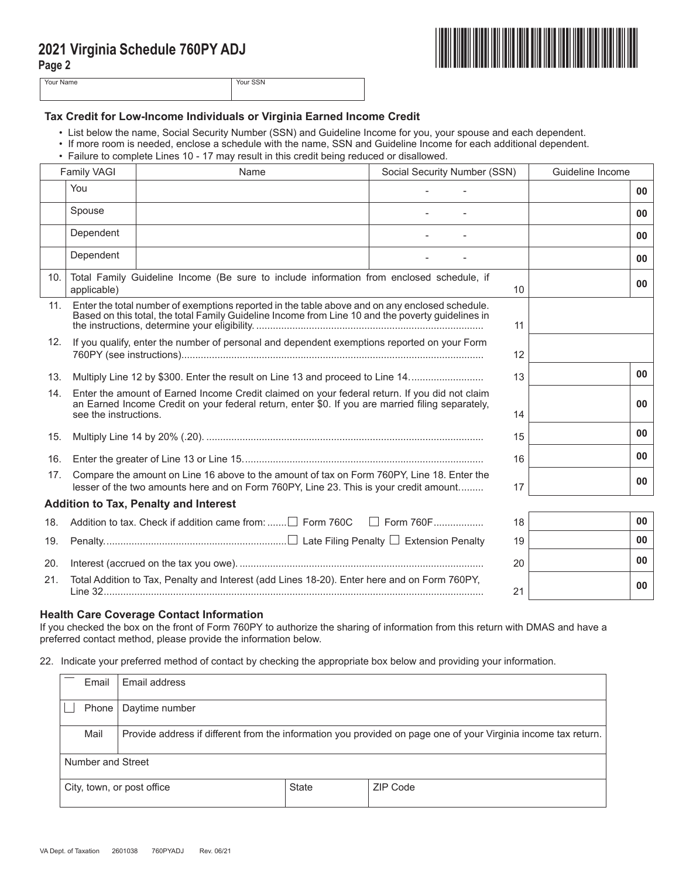# 2021 Virginia Schedule 760PY ADJ

**Page 2**

| Your Name | Your SSN |
|---|---|
| | |

### Tax Credit for Low-Income Individuals or Virginia Earned Income Credit

- List below the name, Social Security Number (SSN) and Guideline Income for you, your spouse and each dependent.
- If more room is needed, enclose a schedule with the name, SSN and Guideline Income for each additional dependent.
- Failure to complete Lines 10 - 17 may result in this credit being reduced or disallowed.

| Family VAGI | Name | Social Security Number (SSN) | Guideline Income |
|---|---|---|---|
| You | | - - | 00 |
| Spouse | | - - | 00 |
| Dependent | | - - | 00 |
| Dependent | | - - | 00 |

| Line | Description | Line No. | Amount |
|---|---|---|---|
| 10. | Total Family Guideline Income (Be sure to include information from enclosed schedule, if applicable) | 10 | 00 |
| 11. | Enter the total number of exemptions reported in the table above and on any enclosed schedule. Based on this total, the total Family Guideline Income from Line 10 and the poverty guidelines in the instructions, determine your eligibility. | 11 | |
| 12. | If you qualify, enter the number of personal and dependent exemptions reported on your Form 760PY (see instructions) | 12 | |
| 13. | Multiply Line 12 by $300. Enter the result on Line 13 and proceed to Line 14. | 13 | 00 |
| 14. | Enter the amount of Earned Income Credit claimed on your federal return. If you did not claim an Earned Income Credit on your federal return, enter $0. If you are married filing separately, see the instructions. | 14 | 00 |
| 15. | Multiply Line 14 by 20% (.20). | 15 | 00 |
| 16. | Enter the greater of Line 13 or Line 15. | 16 | 00 |
| 17. | Compare the amount on Line 16 above to the amount of tax on Form 760PY, Line 18. Enter the lesser of the two amounts here and on Form 760PY, Line 23. This is your credit amount. | 17 | 00 |

### Addition to Tax, Penalty and Interest

| Line | Description | Line No. | Amount |
|---|---|---|---|
| 18. | Addition to tax. Check if addition came from: ☐ Form 760C ☐ Form 760F | 18 | 00 |
| 19. | Penalty. ☐ Late Filing Penalty ☐ Extension Penalty | 19 | 00 |
| 20. | Interest (accrued on the tax you owe). | 20 | 00 |
| 21. | Total Addition to Tax, Penalty and Interest (add Lines 18-20). Enter here and on Form 760PY, Line 32 | 21 | 00 |

### Health Care Coverage Contact Information

If you checked the box on the front of Form 760PY to authorize the sharing of information from this return with DMAS and have a preferred contact method, please provide the information below.

22. Indicate your preferred method of contact by checking the appropriate box below and providing your information.

| | | |
|---|---|---|
| ☐ Email | Email address | |
| ☐ Phone | Daytime number | |
| ☐ Mail | Provide address if different from the information you provided on page one of your Virginia income tax return. | |
| Number and Street | | |
| City, town, or post office | State | ZIP Code |

VA Dept. of Taxation 2601038 760PYADJ Rev. 06/21